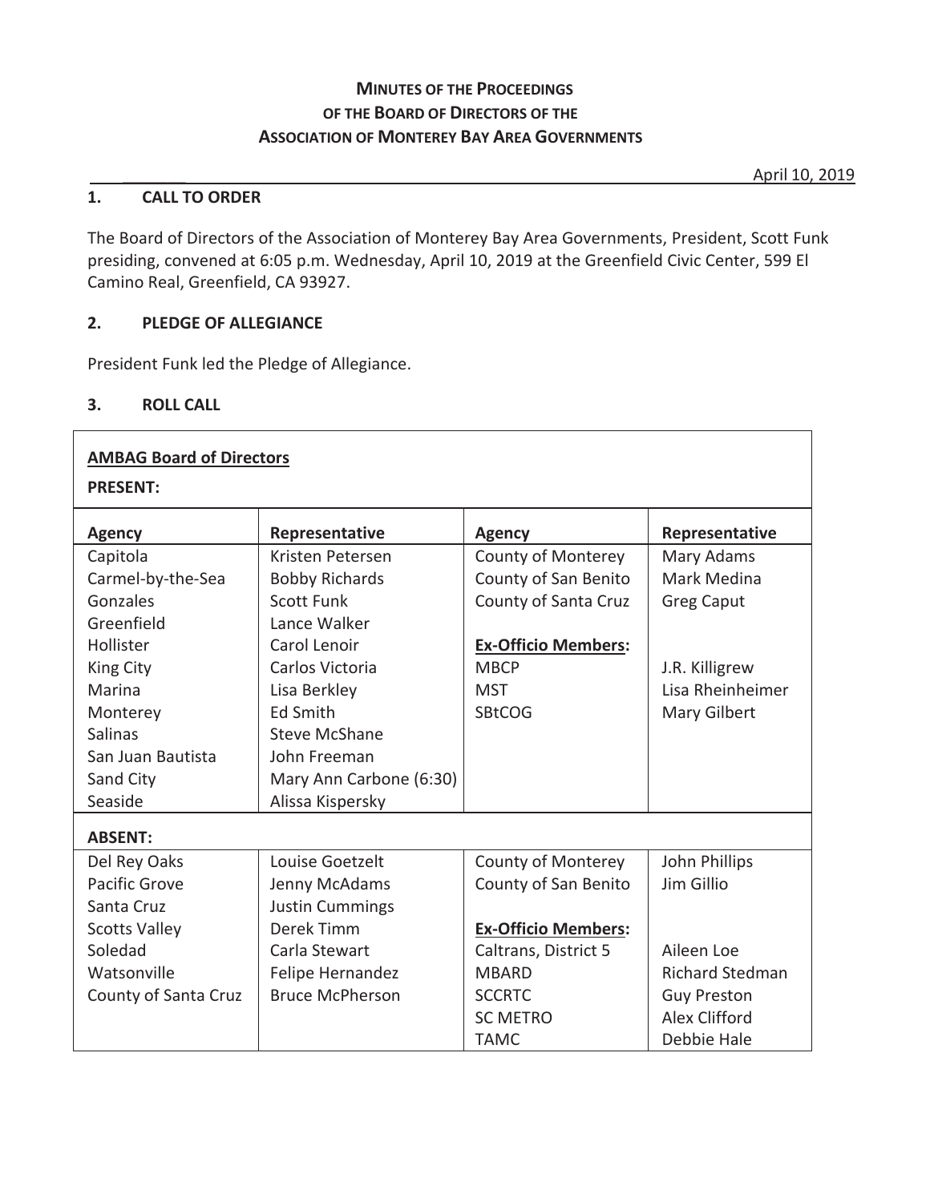**MINUTES OF THE PROCEEDINGS**
**OF THE BOARD OF DIRECTORS OF THE**
**ASSOCIATION OF MONTEREY BAY AREA GOVERNMENTS**

April 10, 2019

## 1. CALL TO ORDER

The Board of Directors of the Association of Monterey Bay Area Governments, President, Scott Funk presiding, convened at 6:05 p.m. Wednesday, April 10, 2019 at the Greenfield Civic Center, 599 El Camino Real, Greenfield, CA 93927.

## 2. PLEDGE OF ALLEGIANCE

President Funk led the Pledge of Allegiance.

## 3. ROLL CALL

**AMBAG Board of Directors**

**PRESENT:**

| Agency | Representative | Agency | Representative |
|---|---|---|---|
| Capitola | Kristen Petersen | County of Monterey | Mary Adams |
| Carmel-by-the-Sea | Bobby Richards | County of San Benito | Mark Medina |
| Gonzales | Scott Funk | County of Santa Cruz | Greg Caput |
| Greenfield | Lance Walker | | |
| Hollister | Carol Lenoir | **Ex-Officio Members:** | |
| King City | Carlos Victoria | MBCP | J.R. Killigrew |
| Marina | Lisa Berkley | MST | Lisa Rheinheimer |
| Monterey | Ed Smith | SBtCOG | Mary Gilbert |
| Salinas | Steve McShane | | |
| San Juan Bautista | John Freeman | | |
| Sand City | Mary Ann Carbone (6:30) | | |
| Seaside | Alissa Kispersky | | |

**ABSENT:**

| Agency | Representative | Agency | Representative |
|---|---|---|---|
| Del Rey Oaks | Louise Goetzelt | County of Monterey | John Phillips |
| Pacific Grove | Jenny McAdams | County of San Benito | Jim Gillio |
| Santa Cruz | Justin Cummings | | |
| Scotts Valley | Derek Timm | **Ex-Officio Members:** | |
| Soledad | Carla Stewart | Caltrans, District 5 | Aileen Loe |
| Watsonville | Felipe Hernandez | MBARD | Richard Stedman |
| County of Santa Cruz | Bruce McPherson | SCCRTC | Guy Preston |
| | | SC METRO | Alex Clifford |
| | | TAMC | Debbie Hale |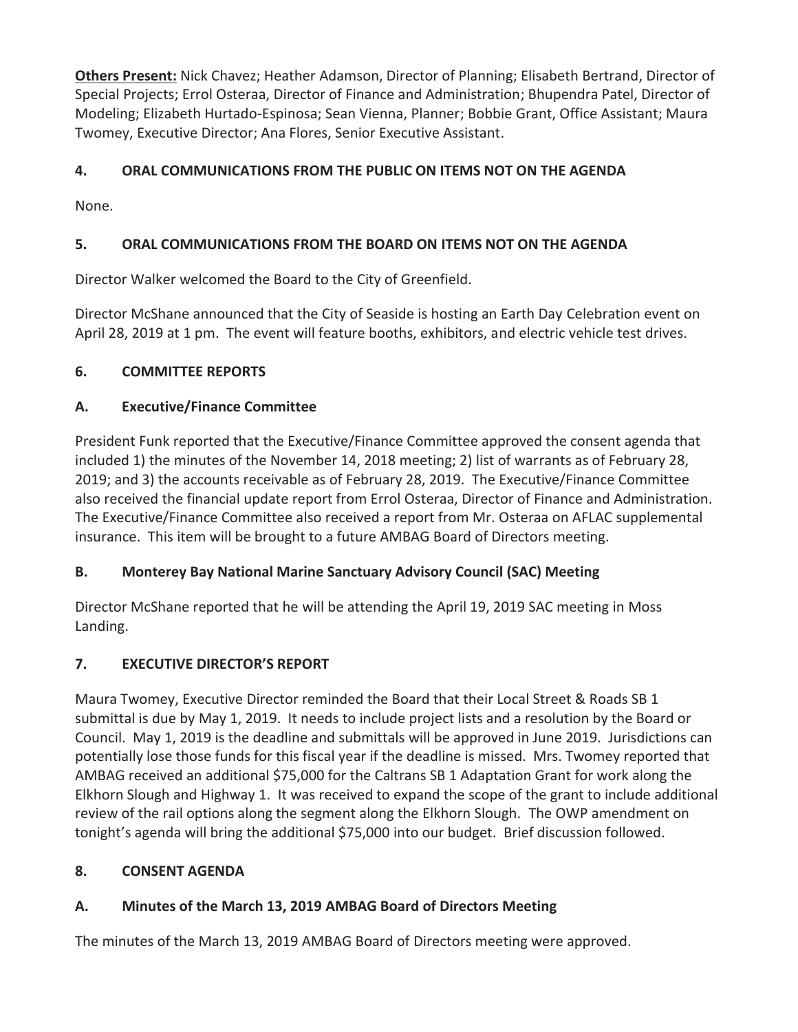**Others Present:** Nick Chavez; Heather Adamson, Director of Planning; Elisabeth Bertrand, Director of Special Projects; Errol Osteraa, Director of Finance and Administration; Bhupendra Patel, Director of Modeling; Elizabeth Hurtado-Espinosa; Sean Vienna, Planner; Bobbie Grant, Office Assistant; Maura Twomey, Executive Director; Ana Flores, Senior Executive Assistant.

## 4. ORAL COMMUNICATIONS FROM THE PUBLIC ON ITEMS NOT ON THE AGENDA

None.

## 5. ORAL COMMUNICATIONS FROM THE BOARD ON ITEMS NOT ON THE AGENDA

Director Walker welcomed the Board to the City of Greenfield.

Director McShane announced that the City of Seaside is hosting an Earth Day Celebration event on April 28, 2019 at 1 pm. The event will feature booths, exhibitors, and electric vehicle test drives.

## 6. COMMITTEE REPORTS

### A. Executive/Finance Committee

President Funk reported that the Executive/Finance Committee approved the consent agenda that included 1) the minutes of the November 14, 2018 meeting; 2) list of warrants as of February 28, 2019; and 3) the accounts receivable as of February 28, 2019. The Executive/Finance Committee also received the financial update report from Errol Osteraa, Director of Finance and Administration. The Executive/Finance Committee also received a report from Mr. Osteraa on AFLAC supplemental insurance. This item will be brought to a future AMBAG Board of Directors meeting.

### B. Monterey Bay National Marine Sanctuary Advisory Council (SAC) Meeting

Director McShane reported that he will be attending the April 19, 2019 SAC meeting in Moss Landing.

## 7. EXECUTIVE DIRECTOR'S REPORT

Maura Twomey, Executive Director reminded the Board that their Local Street & Roads SB 1 submittal is due by May 1, 2019. It needs to include project lists and a resolution by the Board or Council. May 1, 2019 is the deadline and submittals will be approved in June 2019. Jurisdictions can potentially lose those funds for this fiscal year if the deadline is missed. Mrs. Twomey reported that AMBAG received an additional $75,000 for the Caltrans SB 1 Adaptation Grant for work along the Elkhorn Slough and Highway 1. It was received to expand the scope of the grant to include additional review of the rail options along the segment along the Elkhorn Slough. The OWP amendment on tonight's agenda will bring the additional $75,000 into our budget. Brief discussion followed.

## 8. CONSENT AGENDA

### A. Minutes of the March 13, 2019 AMBAG Board of Directors Meeting

The minutes of the March 13, 2019 AMBAG Board of Directors meeting were approved.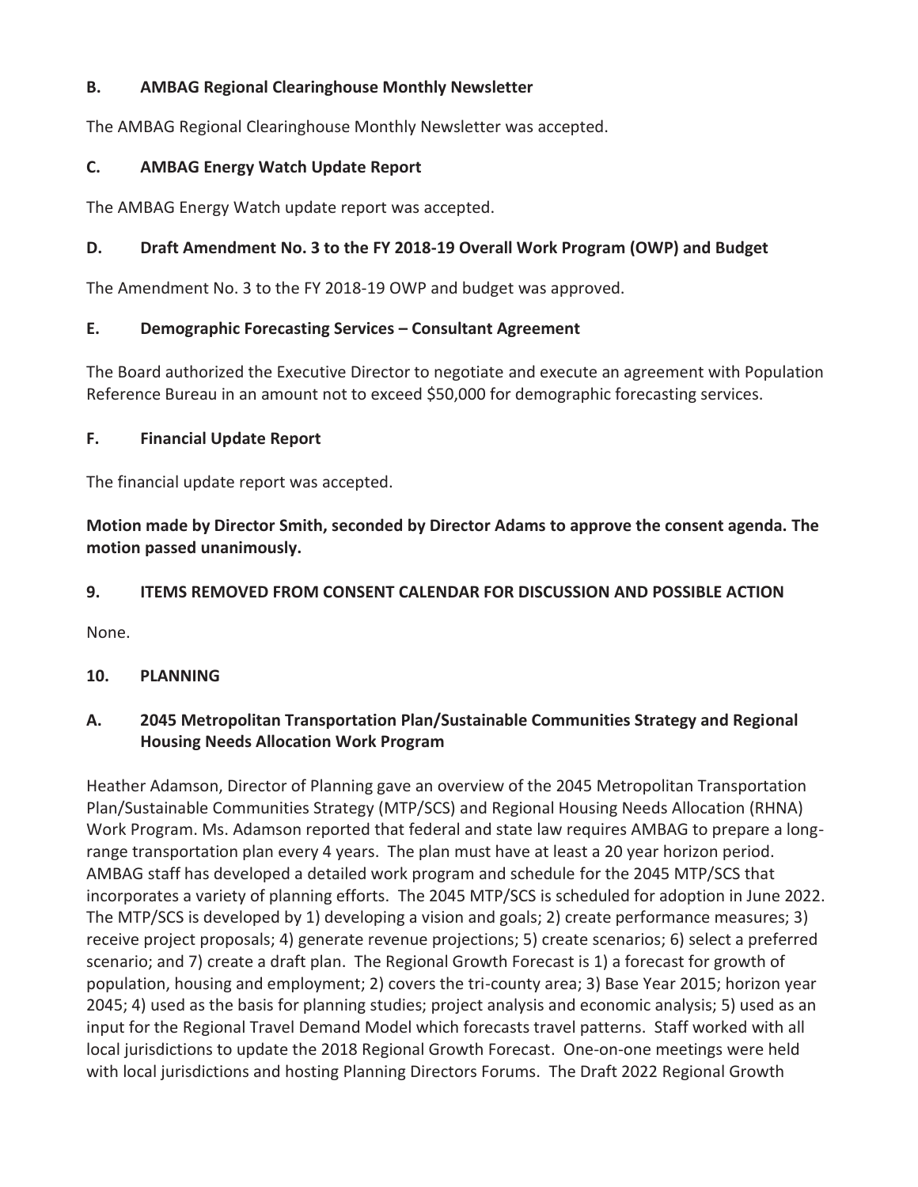**B. AMBAG Regional Clearinghouse Monthly Newsletter**

The AMBAG Regional Clearinghouse Monthly Newsletter was accepted.

**C. AMBAG Energy Watch Update Report**

The AMBAG Energy Watch update report was accepted.

**D. Draft Amendment No. 3 to the FY 2018-19 Overall Work Program (OWP) and Budget**

The Amendment No. 3 to the FY 2018-19 OWP and budget was approved.

**E. Demographic Forecasting Services – Consultant Agreement**

The Board authorized the Executive Director to negotiate and execute an agreement with Population Reference Bureau in an amount not to exceed $50,000 for demographic forecasting services.

**F. Financial Update Report**

The financial update report was accepted.

**Motion made by Director Smith, seconded by Director Adams to approve the consent agenda. The motion passed unanimously.**

**9. ITEMS REMOVED FROM CONSENT CALENDAR FOR DISCUSSION AND POSSIBLE ACTION**

None.

**10. PLANNING**

**A. 2045 Metropolitan Transportation Plan/Sustainable Communities Strategy and Regional Housing Needs Allocation Work Program**

Heather Adamson, Director of Planning gave an overview of the 2045 Metropolitan Transportation Plan/Sustainable Communities Strategy (MTP/SCS) and Regional Housing Needs Allocation (RHNA) Work Program. Ms. Adamson reported that federal and state law requires AMBAG to prepare a long-range transportation plan every 4 years. The plan must have at least a 20 year horizon period. AMBAG staff has developed a detailed work program and schedule for the 2045 MTP/SCS that incorporates a variety of planning efforts. The 2045 MTP/SCS is scheduled for adoption in June 2022. The MTP/SCS is developed by 1) developing a vision and goals; 2) create performance measures; 3) receive project proposals; 4) generate revenue projections; 5) create scenarios; 6) select a preferred scenario; and 7) create a draft plan. The Regional Growth Forecast is 1) a forecast for growth of population, housing and employment; 2) covers the tri-county area; 3) Base Year 2015; horizon year 2045; 4) used as the basis for planning studies; project analysis and economic analysis; 5) used as an input for the Regional Travel Demand Model which forecasts travel patterns. Staff worked with all local jurisdictions to update the 2018 Regional Growth Forecast. One-on-one meetings were held with local jurisdictions and hosting Planning Directors Forums. The Draft 2022 Regional Growth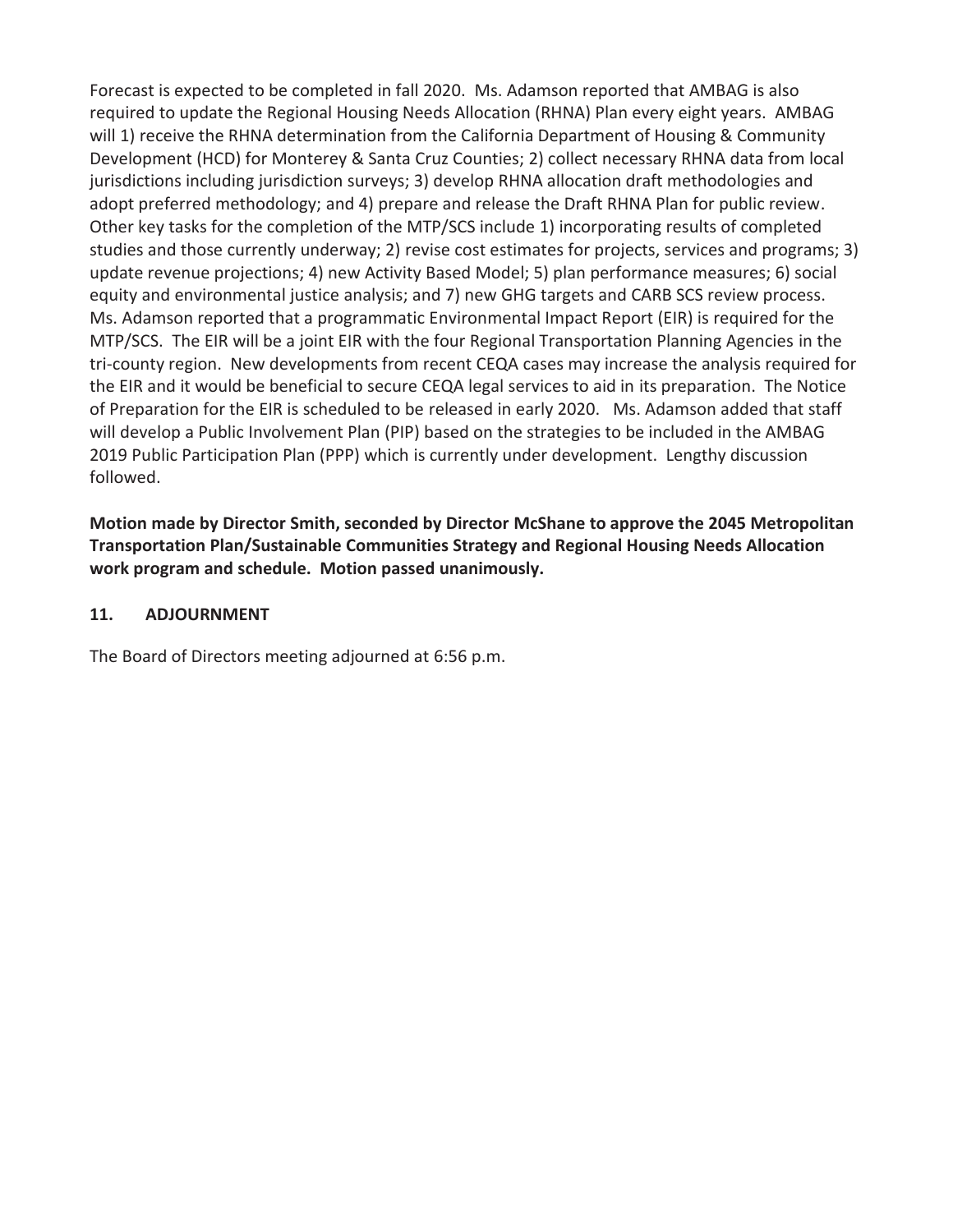Forecast is expected to be completed in fall 2020. Ms. Adamson reported that AMBAG is also required to update the Regional Housing Needs Allocation (RHNA) Plan every eight years. AMBAG will 1) receive the RHNA determination from the California Department of Housing & Community Development (HCD) for Monterey & Santa Cruz Counties; 2) collect necessary RHNA data from local jurisdictions including jurisdiction surveys; 3) develop RHNA allocation draft methodologies and adopt preferred methodology; and 4) prepare and release the Draft RHNA Plan for public review. Other key tasks for the completion of the MTP/SCS include 1) incorporating results of completed studies and those currently underway; 2) revise cost estimates for projects, services and programs; 3) update revenue projections; 4) new Activity Based Model; 5) plan performance measures; 6) social equity and environmental justice analysis; and 7) new GHG targets and CARB SCS review process. Ms. Adamson reported that a programmatic Environmental Impact Report (EIR) is required for the MTP/SCS. The EIR will be a joint EIR with the four Regional Transportation Planning Agencies in the tri-county region. New developments from recent CEQA cases may increase the analysis required for the EIR and it would be beneficial to secure CEQA legal services to aid in its preparation. The Notice of Preparation for the EIR is scheduled to be released in early 2020. Ms. Adamson added that staff will develop a Public Involvement Plan (PIP) based on the strategies to be included in the AMBAG 2019 Public Participation Plan (PPP) which is currently under development. Lengthy discussion followed.

**Motion made by Director Smith, seconded by Director McShane to approve the 2045 Metropolitan Transportation Plan/Sustainable Communities Strategy and Regional Housing Needs Allocation work program and schedule. Motion passed unanimously.**

## 11. ADJOURNMENT

The Board of Directors meeting adjourned at 6:56 p.m.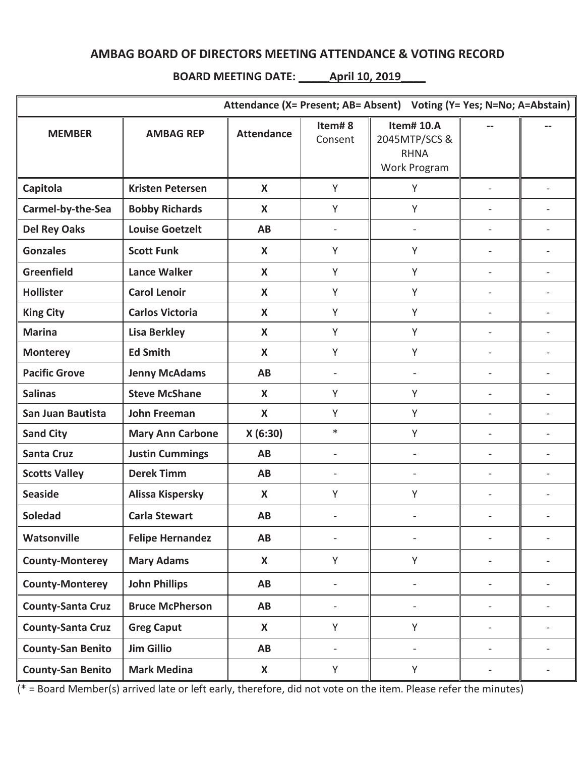# AMBAG BOARD OF DIRECTORS MEETING ATTENDANCE & VOTING RECORD

**BOARD MEETING DATE: April 10, 2019**

| Attendance (X= Present; AB= Absent) Voting (Y= Yes; N=No; A=Abstain) | | | | | | |
|---|---|---|---|---|---|---|
| **MEMBER** | **AMBAG REP** | **Attendance** | **Item# 8** Consent | **Item# 10.A** 2045MTP/SCS & RHNA Work Program | -- | -- |
| **Capitola** | **Kristen Petersen** | **X** | Y | Y | - | - |
| **Carmel-by-the-Sea** | **Bobby Richards** | **X** | Y | Y | - | - |
| **Del Rey Oaks** | **Louise Goetzelt** | **AB** | - | - | - | - |
| **Gonzales** | **Scott Funk** | **X** | Y | Y | - | - |
| **Greenfield** | **Lance Walker** | **X** | Y | Y | - | - |
| **Hollister** | **Carol Lenoir** | **X** | Y | Y | - | - |
| **King City** | **Carlos Victoria** | **X** | Y | Y | - | - |
| **Marina** | **Lisa Berkley** | **X** | Y | Y | - | - |
| **Monterey** | **Ed Smith** | **X** | Y | Y | - | - |
| **Pacific Grove** | **Jenny McAdams** | **AB** | - | - | - | - |
| **Salinas** | **Steve McShane** | **X** | Y | Y | - | - |
| **San Juan Bautista** | **John Freeman** | **X** | Y | Y | - | - |
| **Sand City** | **Mary Ann Carbone** | **X (6:30)** | * | Y | - | - |
| **Santa Cruz** | **Justin Cummings** | **AB** | - | - | - | - |
| **Scotts Valley** | **Derek Timm** | **AB** | - | - | - | - |
| **Seaside** | **Alissa Kispersky** | **X** | Y | Y | - | - |
| **Soledad** | **Carla Stewart** | **AB** | - | - | - | - |
| **Watsonville** | **Felipe Hernandez** | **AB** | - | - | - | - |
| **County-Monterey** | **Mary Adams** | **X** | Y | Y | - | - |
| **County-Monterey** | **John Phillips** | **AB** | - | - | - | - |
| **County-Santa Cruz** | **Bruce McPherson** | **AB** | - | - | - | - |
| **County-Santa Cruz** | **Greg Caput** | **X** | Y | Y | - | - |
| **County-San Benito** | **Jim Gillio** | **AB** | - | - | - | - |
| **County-San Benito** | **Mark Medina** | **X** | Y | Y | - | - |

(* = Board Member(s) arrived late or left early, therefore, did not vote on the item. Please refer the minutes)